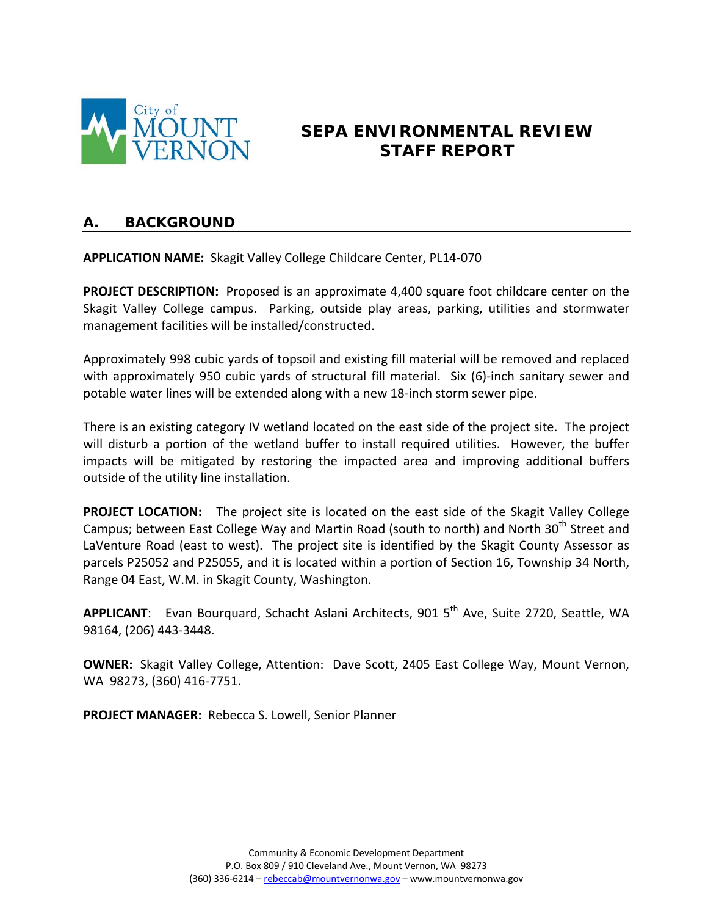City of MOUNT VERNON

# SEPA ENVIRONMENTAL REVIEW STAFF REPORT

## A. BACKGROUND

**APPLICATION NAME:** Skagit Valley College Childcare Center, PL14-070

**PROJECT DESCRIPTION:** Proposed is an approximate 4,400 square foot childcare center on the Skagit Valley College campus. Parking, outside play areas, parking, utilities and stormwater management facilities will be installed/constructed.

Approximately 998 cubic yards of topsoil and existing fill material will be removed and replaced with approximately 950 cubic yards of structural fill material. Six (6)-inch sanitary sewer and potable water lines will be extended along with a new 18-inch storm sewer pipe.

There is an existing category IV wetland located on the east side of the project site. The project will disturb a portion of the wetland buffer to install required utilities. However, the buffer impacts will be mitigated by restoring the impacted area and improving additional buffers outside of the utility line installation.

**PROJECT LOCATION:** The project site is located on the east side of the Skagit Valley College Campus; between East College Way and Martin Road (south to north) and North 30th Street and LaVenture Road (east to west). The project site is identified by the Skagit County Assessor as parcels P25052 and P25055, and it is located within a portion of Section 16, Township 34 North, Range 04 East, W.M. in Skagit County, Washington.

**APPLICANT**: Evan Bourquard, Schacht Aslani Architects, 901 5th Ave, Suite 2720, Seattle, WA 98164, (206) 443-3448.

**OWNER:** Skagit Valley College, Attention: Dave Scott, 2405 East College Way, Mount Vernon, WA 98273, (360) 416-7751.

**PROJECT MANAGER:** Rebecca S. Lowell, Senior Planner

Community & Economic Development Department
P.O. Box 809 / 910 Cleveland Ave., Mount Vernon, WA 98273
(360) 336-6214 – rebeccab@mountvernonwa.gov – www.mountvernonwa.gov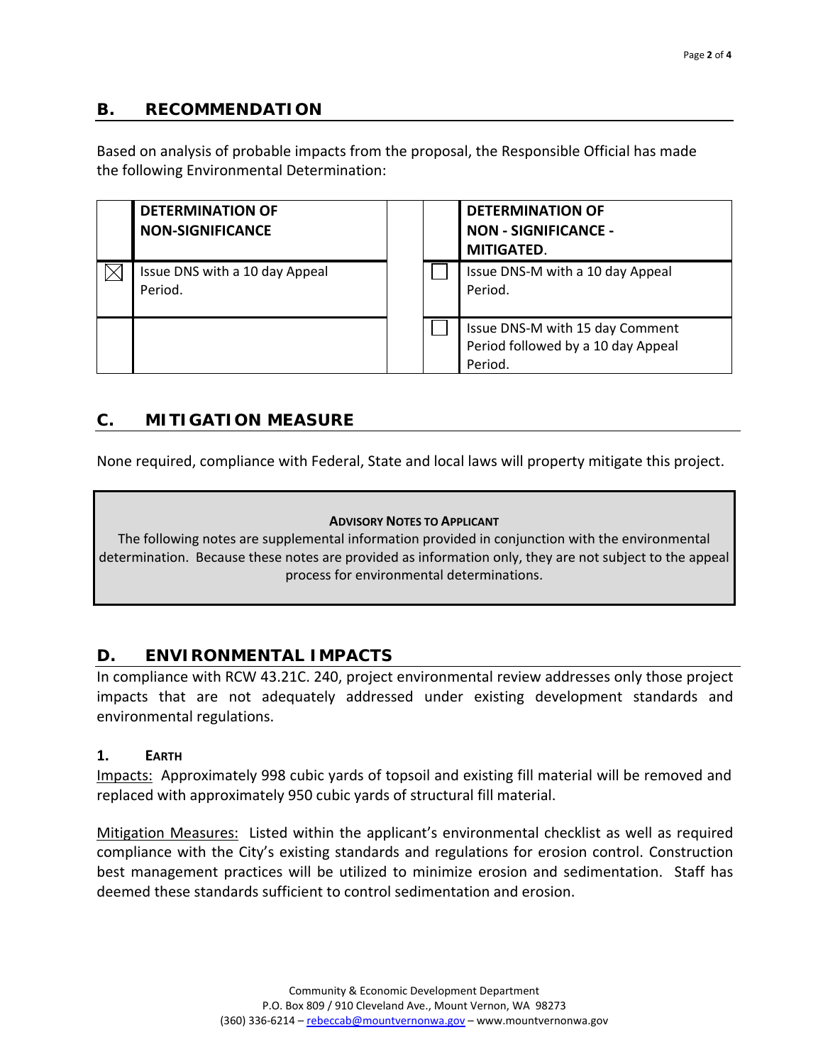## B. RECOMMENDATION

Based on analysis of probable impacts from the proposal, the Responsible Official has made the following Environmental Determination:

| | DETERMINATION OF NON-SIGNIFICANCE | | | DETERMINATION OF NON - SIGNIFICANCE - MITIGATED. |
|---|---|---|---|---|
| ☒ | Issue DNS with a 10 day Appeal Period. | | ☐ | Issue DNS-M with a 10 day Appeal Period. |
| | | | ☐ | Issue DNS-M with 15 day Comment Period followed by a 10 day Appeal Period. |

## C. MITIGATION MEASURE

None required, compliance with Federal, State and local laws will property mitigate this project.

**ADVISORY NOTES TO APPLICANT**

The following notes are supplemental information provided in conjunction with the environmental determination. Because these notes are provided as information only, they are not subject to the appeal process for environmental determinations.

## D. ENVIRONMENTAL IMPACTS

In compliance with RCW 43.21C. 240, project environmental review addresses only those project impacts that are not adequately addressed under existing development standards and environmental regulations.

### 1. EARTH

Impacts: Approximately 998 cubic yards of topsoil and existing fill material will be removed and replaced with approximately 950 cubic yards of structural fill material.

Mitigation Measures: Listed within the applicant's environmental checklist as well as required compliance with the City's existing standards and regulations for erosion control. Construction best management practices will be utilized to minimize erosion and sedimentation. Staff has deemed these standards sufficient to control sedimentation and erosion.

Community & Economic Development Department
P.O. Box 809 / 910 Cleveland Ave., Mount Vernon, WA 98273
(360) 336-6214 – rebeccab@mountvernonwa.gov – www.mountvernonwa.gov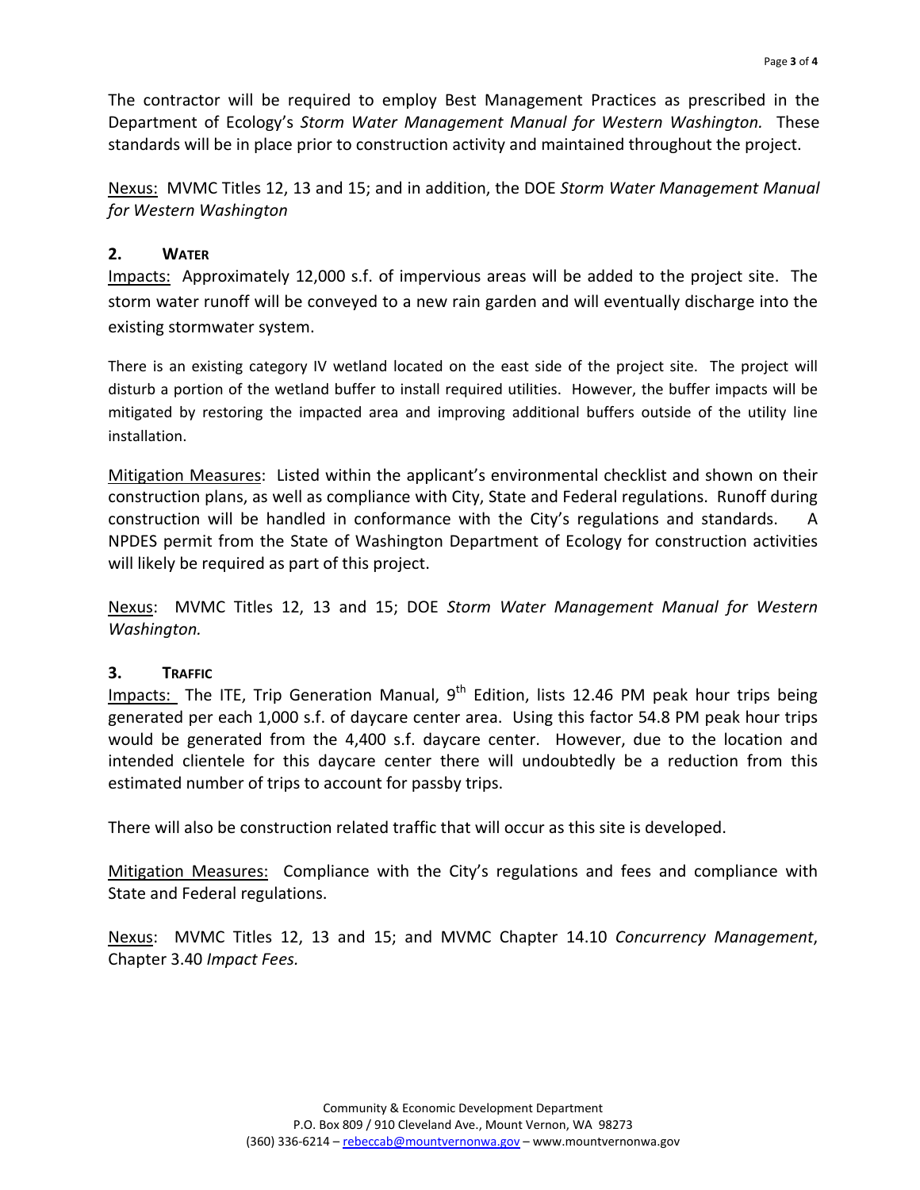The contractor will be required to employ Best Management Practices as prescribed in the Department of Ecology's *Storm Water Management Manual for Western Washington.* These standards will be in place prior to construction activity and maintained throughout the project.

Nexus: MVMC Titles 12, 13 and 15; and in addition, the DOE *Storm Water Management Manual for Western Washington*

### 2. WATER

Impacts: Approximately 12,000 s.f. of impervious areas will be added to the project site. The storm water runoff will be conveyed to a new rain garden and will eventually discharge into the existing stormwater system.

There is an existing category IV wetland located on the east side of the project site. The project will disturb a portion of the wetland buffer to install required utilities. However, the buffer impacts will be mitigated by restoring the impacted area and improving additional buffers outside of the utility line installation.

Mitigation Measures: Listed within the applicant's environmental checklist and shown on their construction plans, as well as compliance with City, State and Federal regulations. Runoff during construction will be handled in conformance with the City's regulations and standards. A NPDES permit from the State of Washington Department of Ecology for construction activities will likely be required as part of this project.

Nexus: MVMC Titles 12, 13 and 15; DOE *Storm Water Management Manual for Western Washington.*

### 3. TRAFFIC

Impacts: The ITE, Trip Generation Manual, 9th Edition, lists 12.46 PM peak hour trips being generated per each 1,000 s.f. of daycare center area. Using this factor 54.8 PM peak hour trips would be generated from the 4,400 s.f. daycare center. However, due to the location and intended clientele for this daycare center there will undoubtedly be a reduction from this estimated number of trips to account for passby trips.

There will also be construction related traffic that will occur as this site is developed.

Mitigation Measures: Compliance with the City's regulations and fees and compliance with State and Federal regulations.

Nexus: MVMC Titles 12, 13 and 15; and MVMC Chapter 14.10 *Concurrency Management*, Chapter 3.40 *Impact Fees.*

Community & Economic Development Department
P.O. Box 809 / 910 Cleveland Ave., Mount Vernon, WA 98273
(360) 336-6214 – rebeccab@mountvernonwa.gov – www.mountvernonwa.gov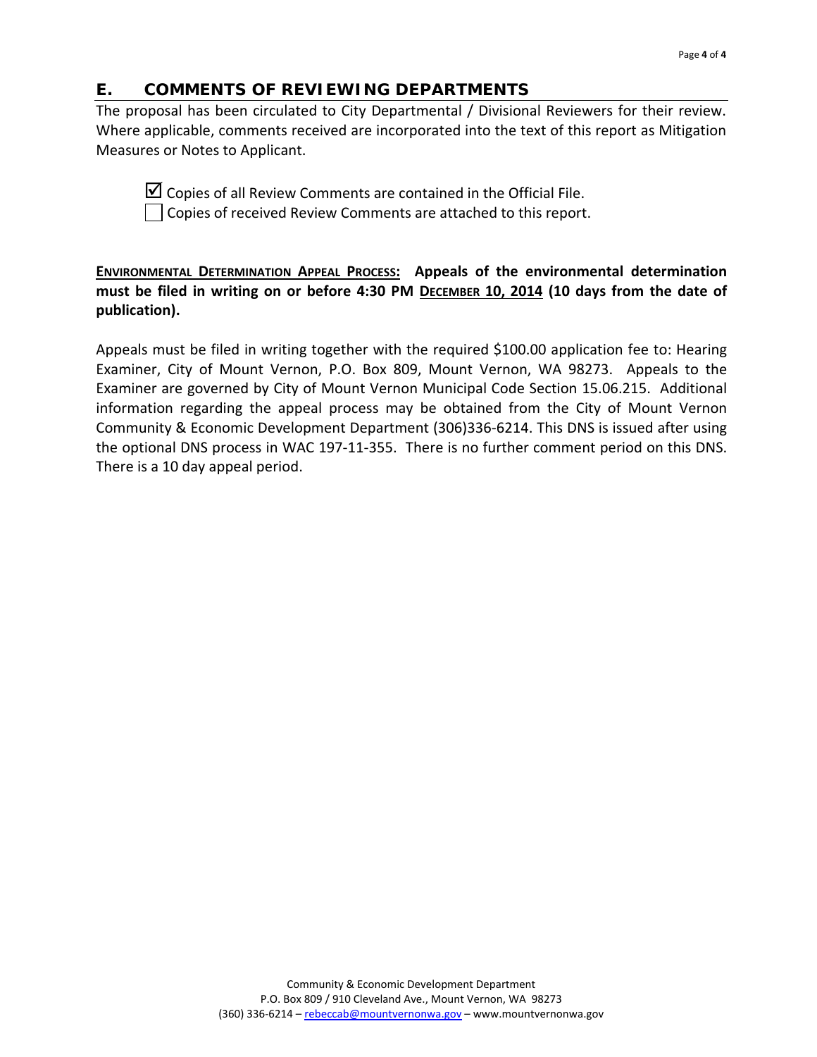## E. COMMENTS OF REVIEWING DEPARTMENTS

The proposal has been circulated to City Departmental / Divisional Reviewers for their review. Where applicable, comments received are incorporated into the text of this report as Mitigation Measures or Notes to Applicant.

- ☑ Copies of all Review Comments are contained in the Official File.
- ☐ Copies of received Review Comments are attached to this report.

**ENVIRONMENTAL DETERMINATION APPEAL PROCESS: Appeals of the environmental determination must be filed in writing on or before 4:30 PM DECEMBER 10, 2014 (10 days from the date of publication).**

Appeals must be filed in writing together with the required $100.00 application fee to: Hearing Examiner, City of Mount Vernon, P.O. Box 809, Mount Vernon, WA 98273. Appeals to the Examiner are governed by City of Mount Vernon Municipal Code Section 15.06.215. Additional information regarding the appeal process may be obtained from the City of Mount Vernon Community & Economic Development Department (306)336-6214. This DNS is issued after using the optional DNS process in WAC 197-11-355. There is no further comment period on this DNS. There is a 10 day appeal period.